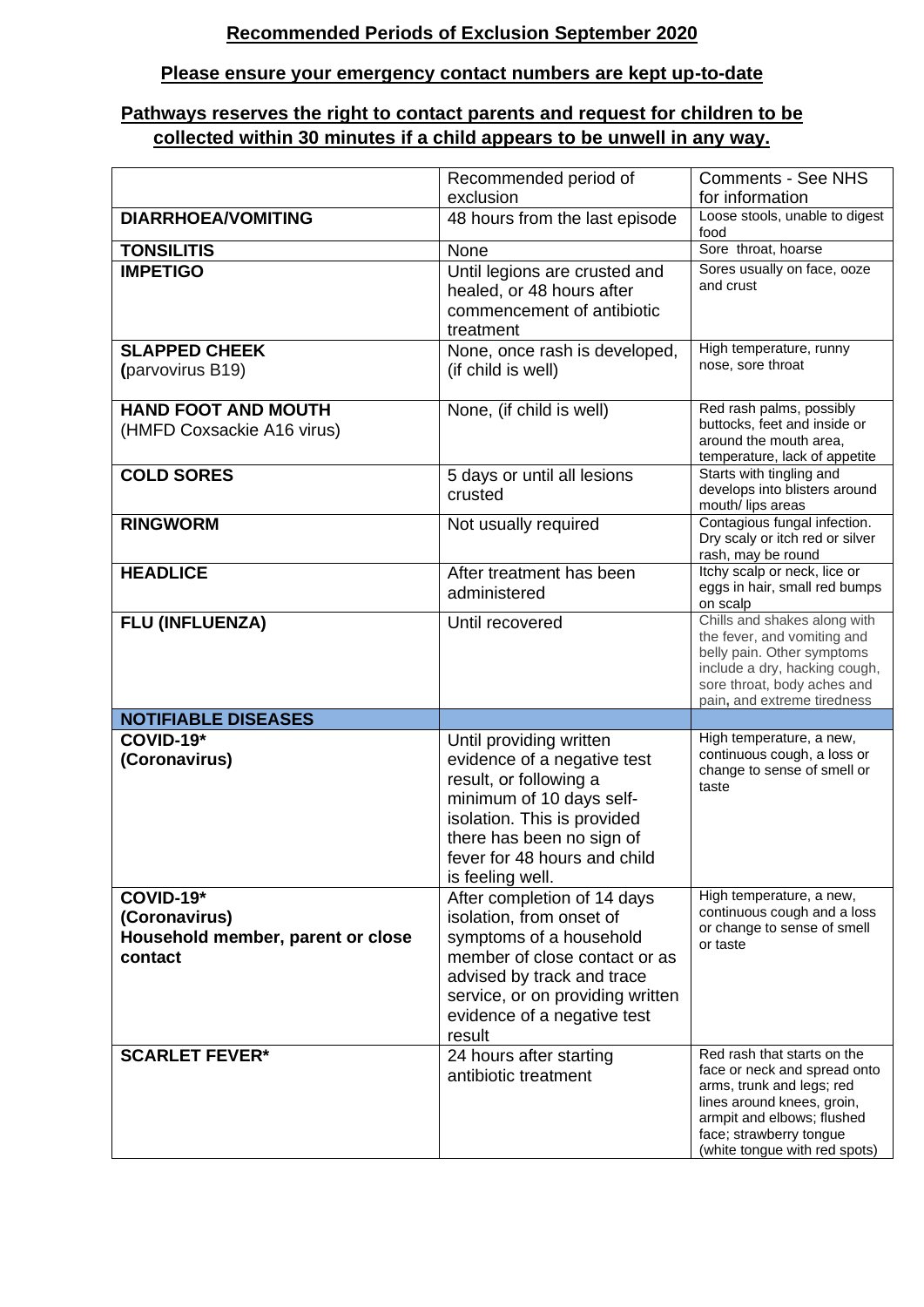## Recommended Periods of Exclusion September 2020

**Please ensure your emergency contact numbers are kept up-to-date**

**Pathways reserves the right to contact parents and request for children to be collected within 30 minutes if a child appears to be unwell in any way.**

| | Recommended period of exclusion | Comments - See NHS for information |
|---|---|---|
| **DIARRHOEA/VOMITING** | 48 hours from the last episode | Loose stools, unable to digest food |
| **TONSILITIS** | None | Sore throat, hoarse |
| **IMPETIGO** | Until legions are crusted and healed, or 48 hours after commencement of antibiotic treatment | Sores usually on face, ooze and crust |
| **SLAPPED CHEEK** (parvovirus B19) | None, once rash is developed, (if child is well) | High temperature, runny nose, sore throat |
| **HAND FOOT AND MOUTH** (HMFD Coxsackie A16 virus) | None, (if child is well) | Red rash palms, possibly buttocks, feet and inside or around the mouth area, temperature, lack of appetite |
| **COLD SORES** | 5 days or until all lesions crusted | Starts with tingling and develops into blisters around mouth/ lips areas |
| **RINGWORM** | Not usually required | Contagious fungal infection. Dry scaly or itch red or silver rash, may be round |
| **HEADLICE** | After treatment has been administered | Itchy scalp or neck, lice or eggs in hair, small red bumps on scalp |
| **FLU (INFLUENZA)** | Until recovered | Chills and shakes along with the fever, and vomiting and belly pain. Other symptoms include a dry, hacking cough, sore throat, body aches and pain, and extreme tiredness |
| **NOTIFIABLE DISEASES** | | |
| **COVID-19\* (Coronavirus)** | Until providing written evidence of a negative test result, or following a minimum of 10 days self-isolation. This is provided there has been no sign of fever for 48 hours and child is feeling well. | High temperature, a new, continuous cough, a loss or change to sense of smell or taste |
| **COVID-19\* (Coronavirus) Household member, parent or close contact** | After completion of 14 days isolation, from onset of symptoms of a household member of close contact or as advised by track and trace service, or on providing written evidence of a negative test result | High temperature, a new, continuous cough and a loss or change to sense of smell or taste |
| **SCARLET FEVER\*** | 24 hours after starting antibiotic treatment | Red rash that starts on the face or neck and spread onto arms, trunk and legs; red lines around knees, groin, armpit and elbows; flushed face; strawberry tongue (white tongue with red spots) |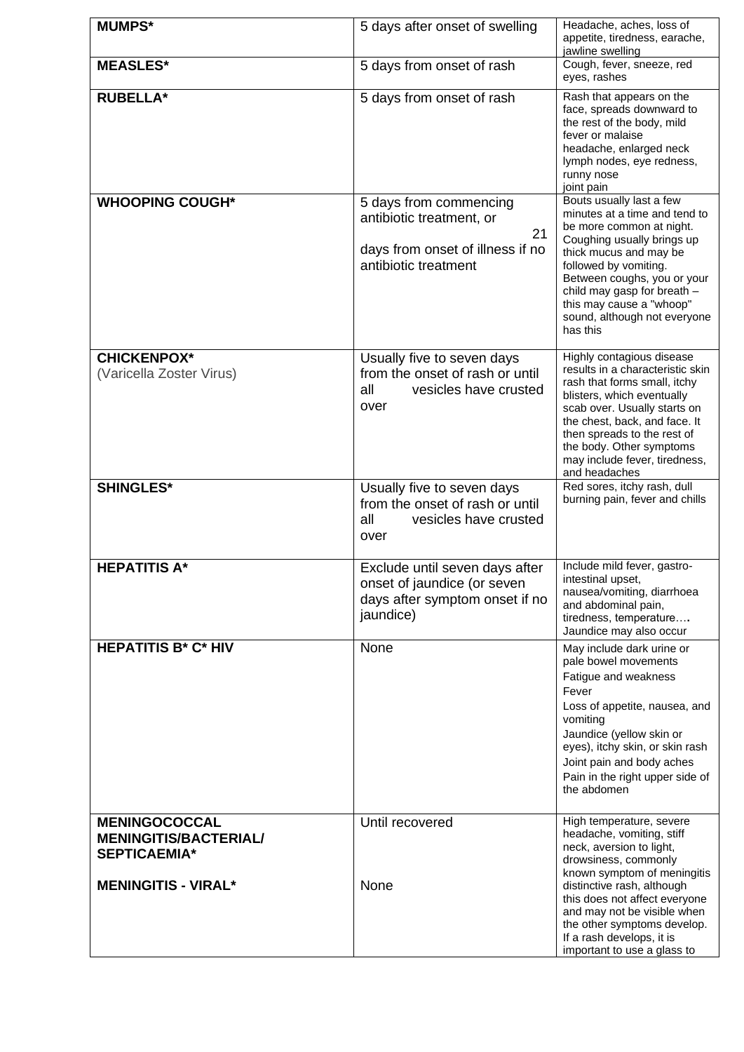| | | |
|---|---|---|
| **MUMPS*** | 5 days after onset of swelling | Headache, aches, loss of appetite, tiredness, earache, jawline swelling |
| **MEASLES*** | 5 days from onset of rash | Cough, fever, sneeze, red eyes, rashes |
| **RUBELLA*** | 5 days from onset of rash | Rash that appears on the face, spreads downward to the rest of the body, mild fever or malaise headache, enlarged neck lymph nodes, eye redness, runny nose joint pain |
| **WHOOPING COUGH*** | 5 days from commencing antibiotic treatment, or 21 days from onset of illness if no antibiotic treatment | Bouts usually last a few minutes at a time and tend to be more common at night. Coughing usually brings up thick mucus and may be followed by vomiting. Between coughs, you or your child may gasp for breath – this may cause a "whoop" sound, although not everyone has this |
| **CHICKENPOX*** (Varicella Zoster Virus) | Usually five to seven days from the onset of rash or until all vesicles have crusted over | Highly contagious disease results in a characteristic skin rash that forms small, itchy blisters, which eventually scab over. Usually starts on the chest, back, and face. It then spreads to the rest of the body. Other symptoms may include fever, tiredness, and headaches |
| **SHINGLES*** | Usually five to seven days from the onset of rash or until all vesicles have crusted over | Red sores, itchy rash, dull burning pain, fever and chills |
| **HEPATITIS A*** | Exclude until seven days after onset of jaundice (or seven days after symptom onset if no jaundice) | Include mild fever, gastro-intestinal upset, nausea/vomiting, diarrhoea and abdominal pain, tiredness, temperature…**.** Jaundice may also occur |
| **HEPATITIS B* C* HIV** | None | May include dark urine or pale bowel movements<br>Fatigue and weakness<br>Fever<br>Loss of appetite, nausea, and vomiting<br>Jaundice (yellow skin or eyes), itchy skin, or skin rash<br>Joint pain and body aches<br>Pain in the right upper side of the abdomen |
| **MENINGOCOCCAL MENINGITIS/BACTERIAL/ SEPTICAEMIA***<br><br>**MENINGITIS - VIRAL*** | Until recovered<br><br>None | High temperature, severe headache, vomiting, stiff neck, aversion to light, drowsiness, commonly known symptom of meningitis distinctive rash, although this does not affect everyone and may not be visible when the other symptoms develop. If a rash develops, it is important to use a glass to |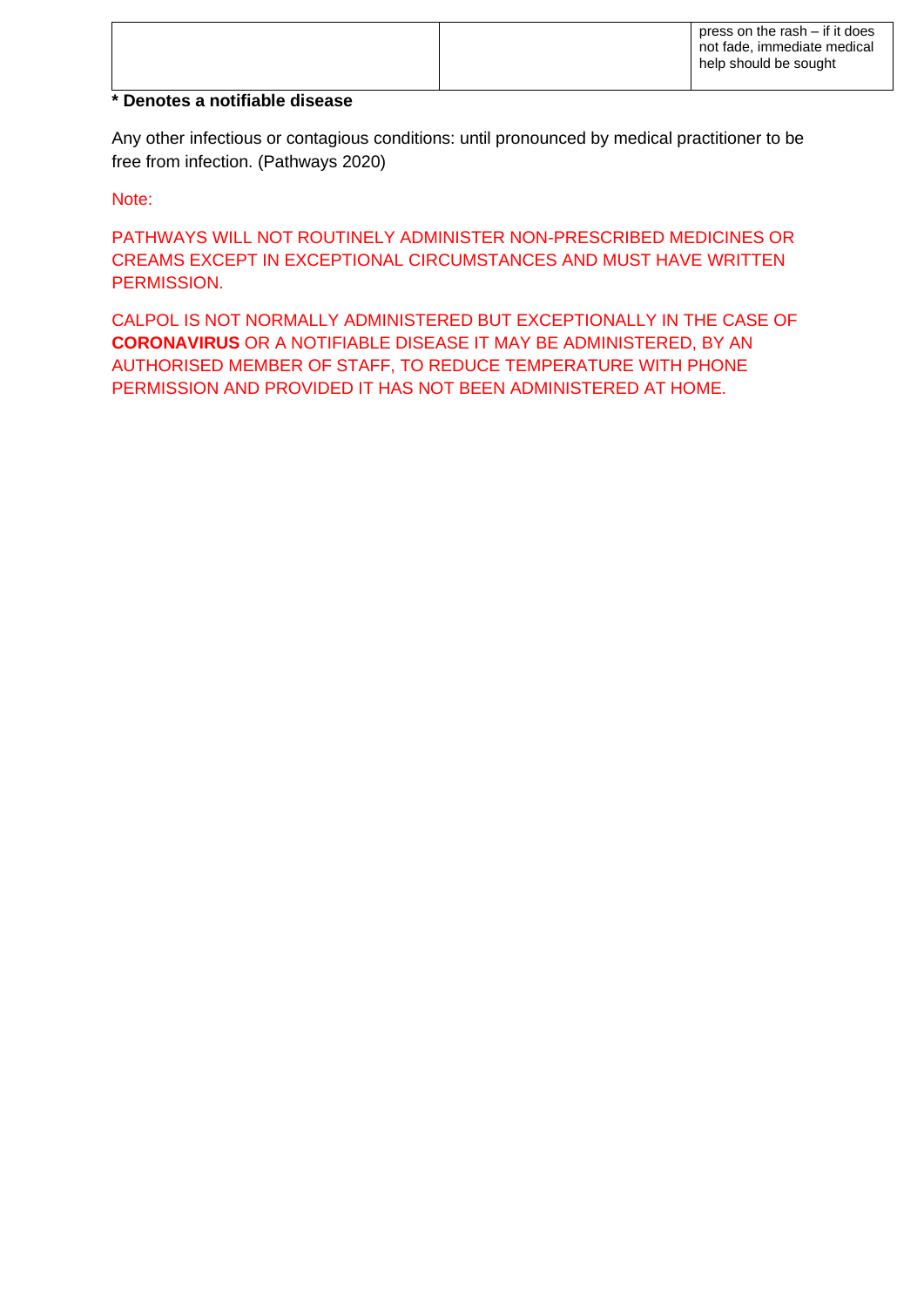| | | |
|---|---|---|
| | | press on the rash – if it does not fade, immediate medical help should be sought |

**\* Denotes a notifiable disease**

Any other infectious or contagious conditions: until pronounced by medical practitioner to be free from infection. (Pathways 2020)

Note:

PATHWAYS WILL NOT ROUTINELY ADMINISTER NON-PRESCRIBED MEDICINES OR CREAMS EXCEPT IN EXCEPTIONAL CIRCUMSTANCES AND MUST HAVE WRITTEN PERMISSION.

CALPOL IS NOT NORMALLY ADMINISTERED BUT EXCEPTIONALLY IN THE CASE OF **CORONAVIRUS** OR A NOTIFIABLE DISEASE IT MAY BE ADMINISTERED, BY AN AUTHORISED MEMBER OF STAFF, TO REDUCE TEMPERATURE WITH PHONE PERMISSION AND PROVIDED IT HAS NOT BEEN ADMINISTERED AT HOME.